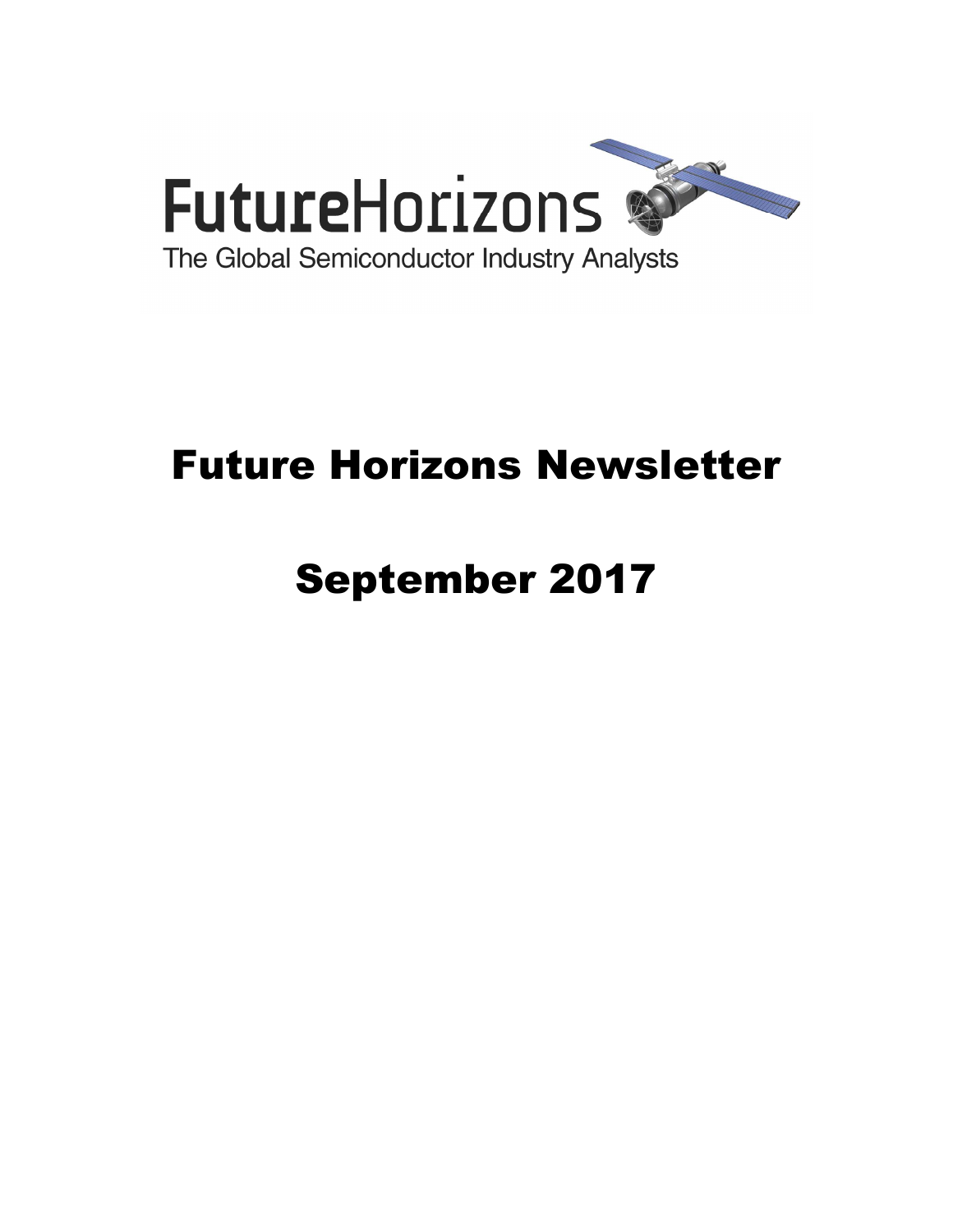FutureHorizons

The Global Semiconductor Industry Analysts

# Future Horizons Newsletter

# September 2017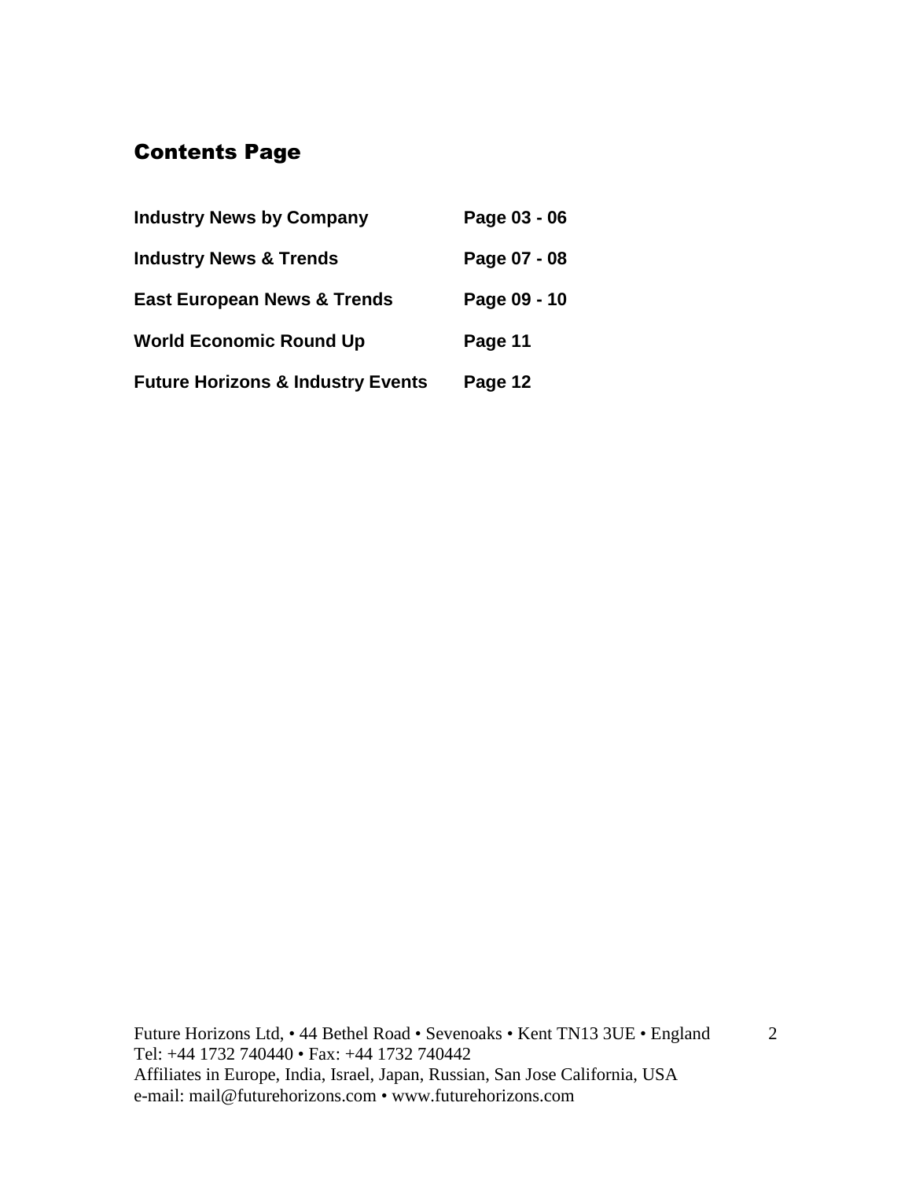## Contents Page

| Section | Pages |
|---|---|
| **Industry News by Company** | **Page 03 - 06** |
| **Industry News & Trends** | **Page 07 - 08** |
| **East European News & Trends** | **Page 09 - 10** |
| **World Economic Round Up** | **Page 11** |
| **Future Horizons & Industry Events** | **Page 12** |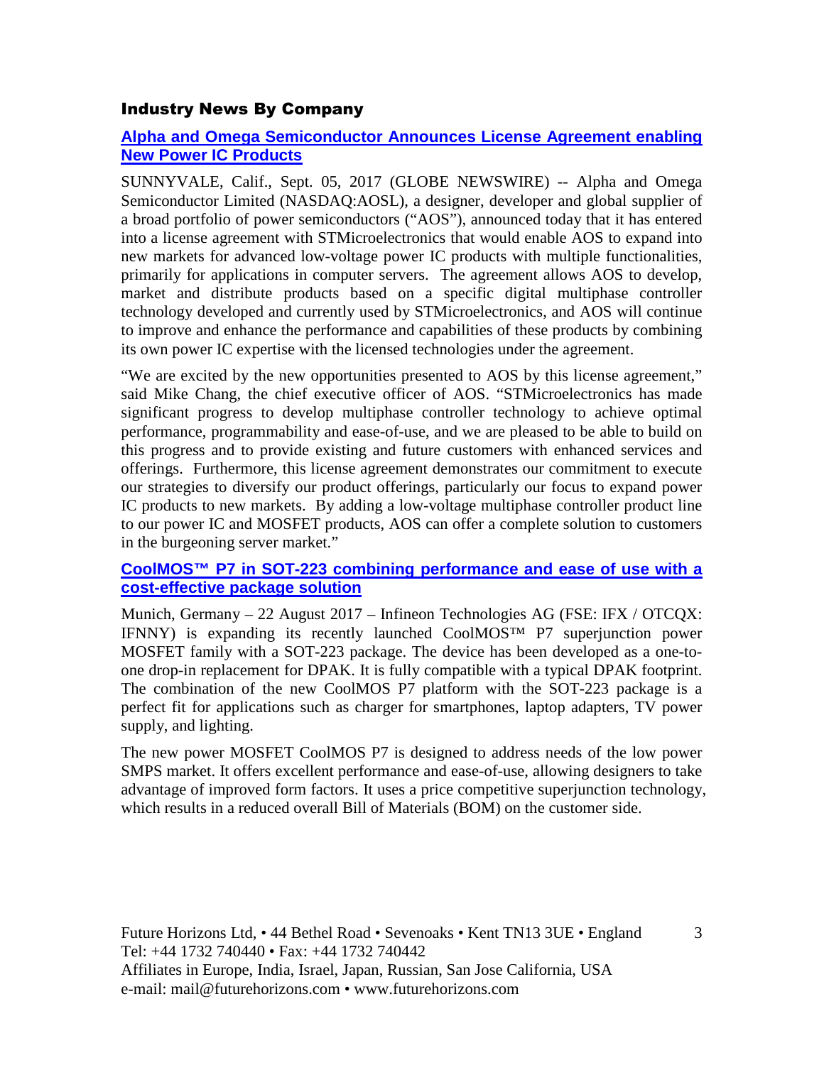## Industry News By Company

### Alpha and Omega Semiconductor Announces License Agreement enabling New Power IC Products

SUNNYVALE, Calif., Sept. 05, 2017 (GLOBE NEWSWIRE) -- Alpha and Omega Semiconductor Limited (NASDAQ:AOSL), a designer, developer and global supplier of a broad portfolio of power semiconductors ("AOS"), announced today that it has entered into a license agreement with STMicroelectronics that would enable AOS to expand into new markets for advanced low-voltage power IC products with multiple functionalities, primarily for applications in computer servers. The agreement allows AOS to develop, market and distribute products based on a specific digital multiphase controller technology developed and currently used by STMicroelectronics, and AOS will continue to improve and enhance the performance and capabilities of these products by combining its own power IC expertise with the licensed technologies under the agreement.

"We are excited by the new opportunities presented to AOS by this license agreement," said Mike Chang, the chief executive officer of AOS. "STMicroelectronics has made significant progress to develop multiphase controller technology to achieve optimal performance, programmability and ease-of-use, and we are pleased to be able to build on this progress and to provide existing and future customers with enhanced services and offerings. Furthermore, this license agreement demonstrates our commitment to execute our strategies to diversify our product offerings, particularly our focus to expand power IC products to new markets. By adding a low-voltage multiphase controller product line to our power IC and MOSFET products, AOS can offer a complete solution to customers in the burgeoning server market."

### CoolMOS™ P7 in SOT-223 combining performance and ease of use with a cost-effective package solution

Munich, Germany – 22 August 2017 – Infineon Technologies AG (FSE: IFX / OTCQX: IFNNY) is expanding its recently launched CoolMOS™ P7 superjunction power MOSFET family with a SOT-223 package. The device has been developed as a one-to-one drop-in replacement for DPAK. It is fully compatible with a typical DPAK footprint. The combination of the new CoolMOS P7 platform with the SOT-223 package is a perfect fit for applications such as charger for smartphones, laptop adapters, TV power supply, and lighting.

The new power MOSFET CoolMOS P7 is designed to address needs of the low power SMPS market. It offers excellent performance and ease-of-use, allowing designers to take advantage of improved form factors. It uses a price competitive superjunction technology, which results in a reduced overall Bill of Materials (BOM) on the customer side.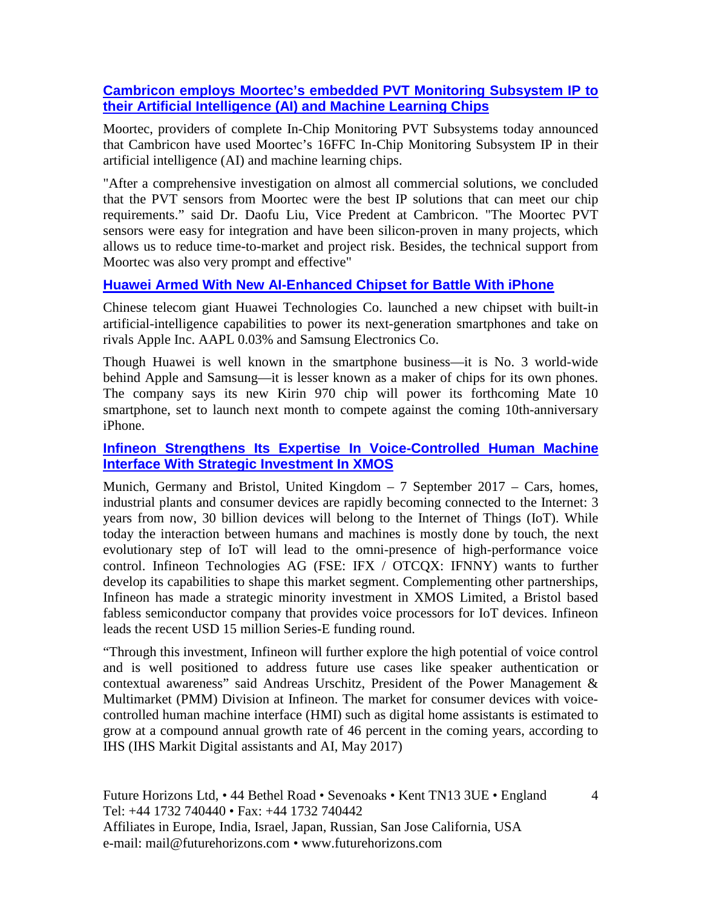### [Cambricon employs Moortec's embedded PVT Monitoring Subsystem IP to their Artificial Intelligence (AI) and Machine Learning Chips]

Moortec, providers of complete In-Chip Monitoring PVT Subsystems today announced that Cambricon have used Moortec's 16FFC In-Chip Monitoring Subsystem IP in their artificial intelligence (AI) and machine learning chips.

"After a comprehensive investigation on almost all commercial solutions, we concluded that the PVT sensors from Moortec were the best IP solutions that can meet our chip requirements." said Dr. Daofu Liu, Vice Predent at Cambricon. "The Moortec PVT sensors were easy for integration and have been silicon-proven in many projects, which allows us to reduce time-to-market and project risk. Besides, the technical support from Moortec was also very prompt and effective"

### [Huawei Armed With New AI-Enhanced Chipset for Battle With iPhone]

Chinese telecom giant Huawei Technologies Co. launched a new chipset with built-in artificial-intelligence capabilities to power its next-generation smartphones and take on rivals Apple Inc. AAPL 0.03% and Samsung Electronics Co.

Though Huawei is well known in the smartphone business—it is No. 3 world-wide behind Apple and Samsung—it is lesser known as a maker of chips for its own phones. The company says its new Kirin 970 chip will power its forthcoming Mate 10 smartphone, set to launch next month to compete against the coming 10th-anniversary iPhone.

### [Infineon Strengthens Its Expertise In Voice-Controlled Human Machine Interface With Strategic Investment In XMOS]

Munich, Germany and Bristol, United Kingdom – 7 September 2017 – Cars, homes, industrial plants and consumer devices are rapidly becoming connected to the Internet: 3 years from now, 30 billion devices will belong to the Internet of Things (IoT). While today the interaction between humans and machines is mostly done by touch, the next evolutionary step of IoT will lead to the omni-presence of high-performance voice control. Infineon Technologies AG (FSE: IFX / OTCQX: IFNNY) wants to further develop its capabilities to shape this market segment. Complementing other partnerships, Infineon has made a strategic minority investment in XMOS Limited, a Bristol based fabless semiconductor company that provides voice processors for IoT devices. Infineon leads the recent USD 15 million Series-E funding round.

"Through this investment, Infineon will further explore the high potential of voice control and is well positioned to address future use cases like speaker authentication or contextual awareness" said Andreas Urschitz, President of the Power Management & Multimarket (PMM) Division at Infineon. The market for consumer devices with voice-controlled human machine interface (HMI) such as digital home assistants is estimated to grow at a compound annual growth rate of 46 percent in the coming years, according to IHS (IHS Markit Digital assistants and AI, May 2017)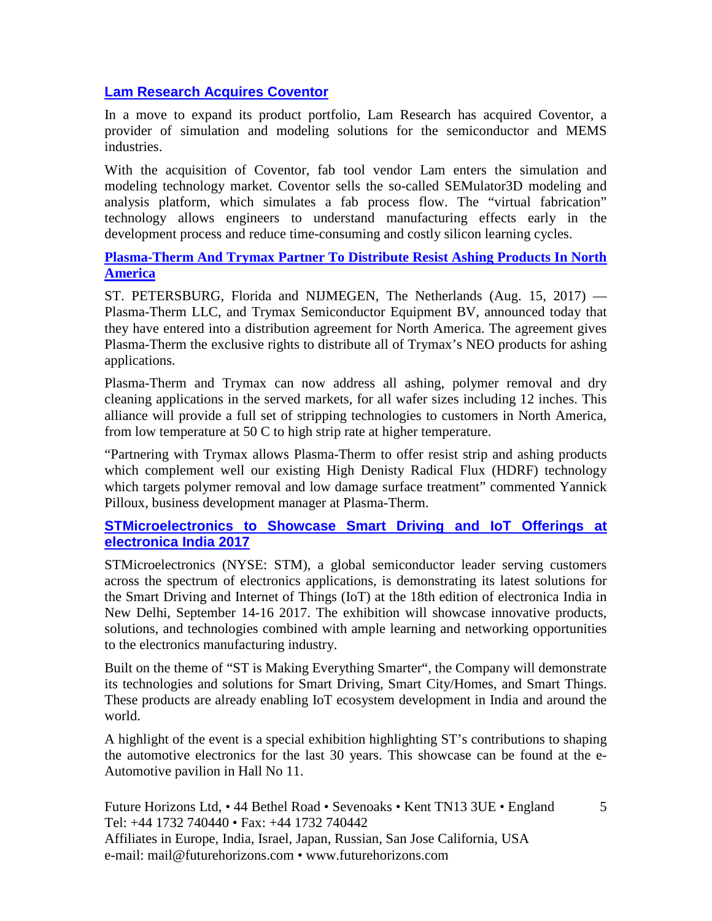## Lam Research Acquires Coventor

In a move to expand its product portfolio, Lam Research has acquired Coventor, a provider of simulation and modeling solutions for the semiconductor and MEMS industries.

With the acquisition of Coventor, fab tool vendor Lam enters the simulation and modeling technology market. Coventor sells the so-called SEMulator3D modeling and analysis platform, which simulates a fab process flow. The "virtual fabrication" technology allows engineers to understand manufacturing effects early in the development process and reduce time-consuming and costly silicon learning cycles.

## Plasma-Therm And Trymax Partner To Distribute Resist Ashing Products In North America

ST. PETERSBURG, Florida and NIJMEGEN, The Netherlands (Aug. 15, 2017) — Plasma-Therm LLC, and Trymax Semiconductor Equipment BV, announced today that they have entered into a distribution agreement for North America. The agreement gives Plasma-Therm the exclusive rights to distribute all of Trymax's NEO products for ashing applications.

Plasma-Therm and Trymax can now address all ashing, polymer removal and dry cleaning applications in the served markets, for all wafer sizes including 12 inches. This alliance will provide a full set of stripping technologies to customers in North America, from low temperature at 50 C to high strip rate at higher temperature.

"Partnering with Trymax allows Plasma-Therm to offer resist strip and ashing products which complement well our existing High Denisty Radical Flux (HDRF) technology which targets polymer removal and low damage surface treatment" commented Yannick Pilloux, business development manager at Plasma-Therm.

## STMicroelectronics to Showcase Smart Driving and IoT Offerings at electronica India 2017

STMicroelectronics (NYSE: STM), a global semiconductor leader serving customers across the spectrum of electronics applications, is demonstrating its latest solutions for the Smart Driving and Internet of Things (IoT) at the 18th edition of electronica India in New Delhi, September 14-16 2017. The exhibition will showcase innovative products, solutions, and technologies combined with ample learning and networking opportunities to the electronics manufacturing industry.

Built on the theme of "ST is Making Everything Smarter", the Company will demonstrate its technologies and solutions for Smart Driving, Smart City/Homes, and Smart Things. These products are already enabling IoT ecosystem development in India and around the world.

A highlight of the event is a special exhibition highlighting ST's contributions to shaping the automotive electronics for the last 30 years. This showcase can be found at the e-Automotive pavilion in Hall No 11.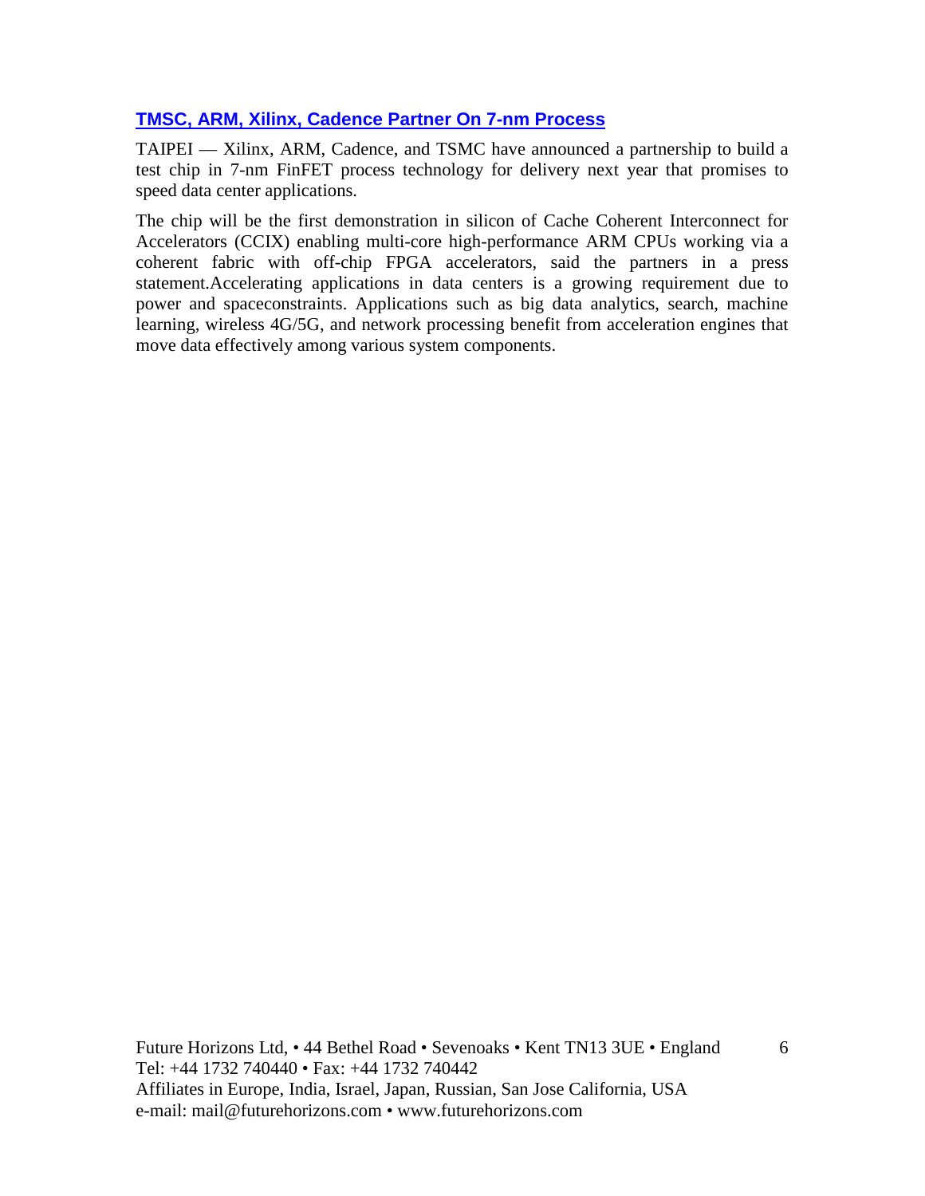### TMSC, ARM, Xilinx, Cadence Partner On 7-nm Process

TAIPEI — Xilinx, ARM, Cadence, and TSMC have announced a partnership to build a test chip in 7-nm FinFET process technology for delivery next year that promises to speed data center applications.

The chip will be the first demonstration in silicon of Cache Coherent Interconnect for Accelerators (CCIX) enabling multi-core high-performance ARM CPUs working via a coherent fabric with off-chip FPGA accelerators, said the partners in a press statement.Accelerating applications in data centers is a growing requirement due to power and spaceconstraints. Applications such as big data analytics, search, machine learning, wireless 4G/5G, and network processing benefit from acceleration engines that move data effectively among various system components.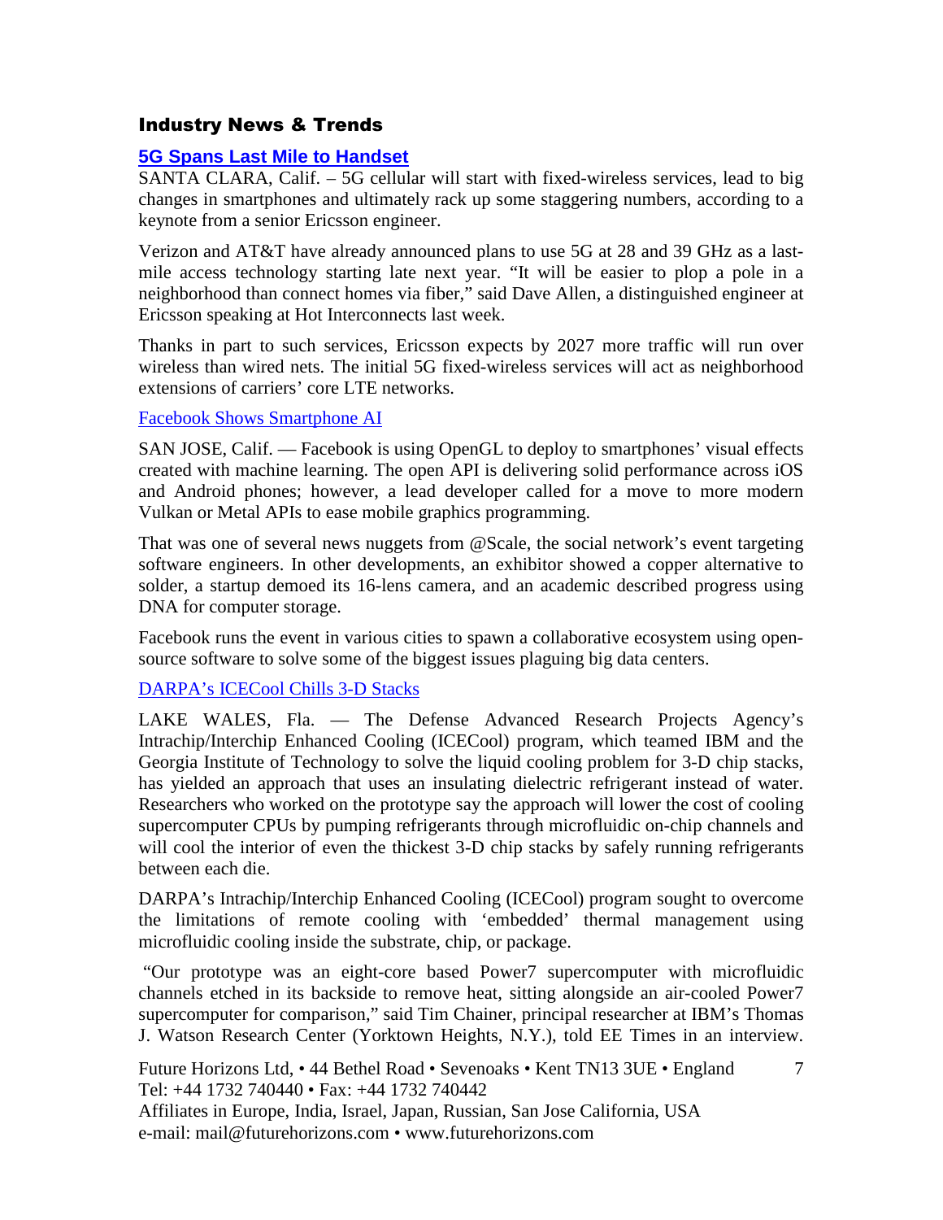## Industry News & Trends

### 5G Spans Last Mile to Handset

SANTA CLARA, Calif. – 5G cellular will start with fixed-wireless services, lead to big changes in smartphones and ultimately rack up some staggering numbers, according to a keynote from a senior Ericsson engineer.

Verizon and AT&T have already announced plans to use 5G at 28 and 39 GHz as a last-mile access technology starting late next year. "It will be easier to plop a pole in a neighborhood than connect homes via fiber," said Dave Allen, a distinguished engineer at Ericsson speaking at Hot Interconnects last week.

Thanks in part to such services, Ericsson expects by 2027 more traffic will run over wireless than wired nets. The initial 5G fixed-wireless services will act as neighborhood extensions of carriers' core LTE networks.

### Facebook Shows Smartphone AI

SAN JOSE, Calif. — Facebook is using OpenGL to deploy to smartphones' visual effects created with machine learning. The open API is delivering solid performance across iOS and Android phones; however, a lead developer called for a move to more modern Vulkan or Metal APIs to ease mobile graphics programming.

That was one of several news nuggets from @Scale, the social network's event targeting software engineers. In other developments, an exhibitor showed a copper alternative to solder, a startup demoed its 16-lens camera, and an academic described progress using DNA for computer storage.

Facebook runs the event in various cities to spawn a collaborative ecosystem using open-source software to solve some of the biggest issues plaguing big data centers.

### DARPA's ICECool Chills 3-D Stacks

LAKE WALES, Fla. — The Defense Advanced Research Projects Agency's Intrachip/Interchip Enhanced Cooling (ICECool) program, which teamed IBM and the Georgia Institute of Technology to solve the liquid cooling problem for 3-D chip stacks, has yielded an approach that uses an insulating dielectric refrigerant instead of water. Researchers who worked on the prototype say the approach will lower the cost of cooling supercomputer CPUs by pumping refrigerants through microfluidic on-chip channels and will cool the interior of even the thickest 3-D chip stacks by safely running refrigerants between each die.

DARPA's Intrachip/Interchip Enhanced Cooling (ICECool) program sought to overcome the limitations of remote cooling with 'embedded' thermal management using microfluidic cooling inside the substrate, chip, or package.

"Our prototype was an eight-core based Power7 supercomputer with microfluidic channels etched in its backside to remove heat, sitting alongside an air-cooled Power7 supercomputer for comparison," said Tim Chainer, principal researcher at IBM's Thomas J. Watson Research Center (Yorktown Heights, N.Y.), told EE Times in an interview.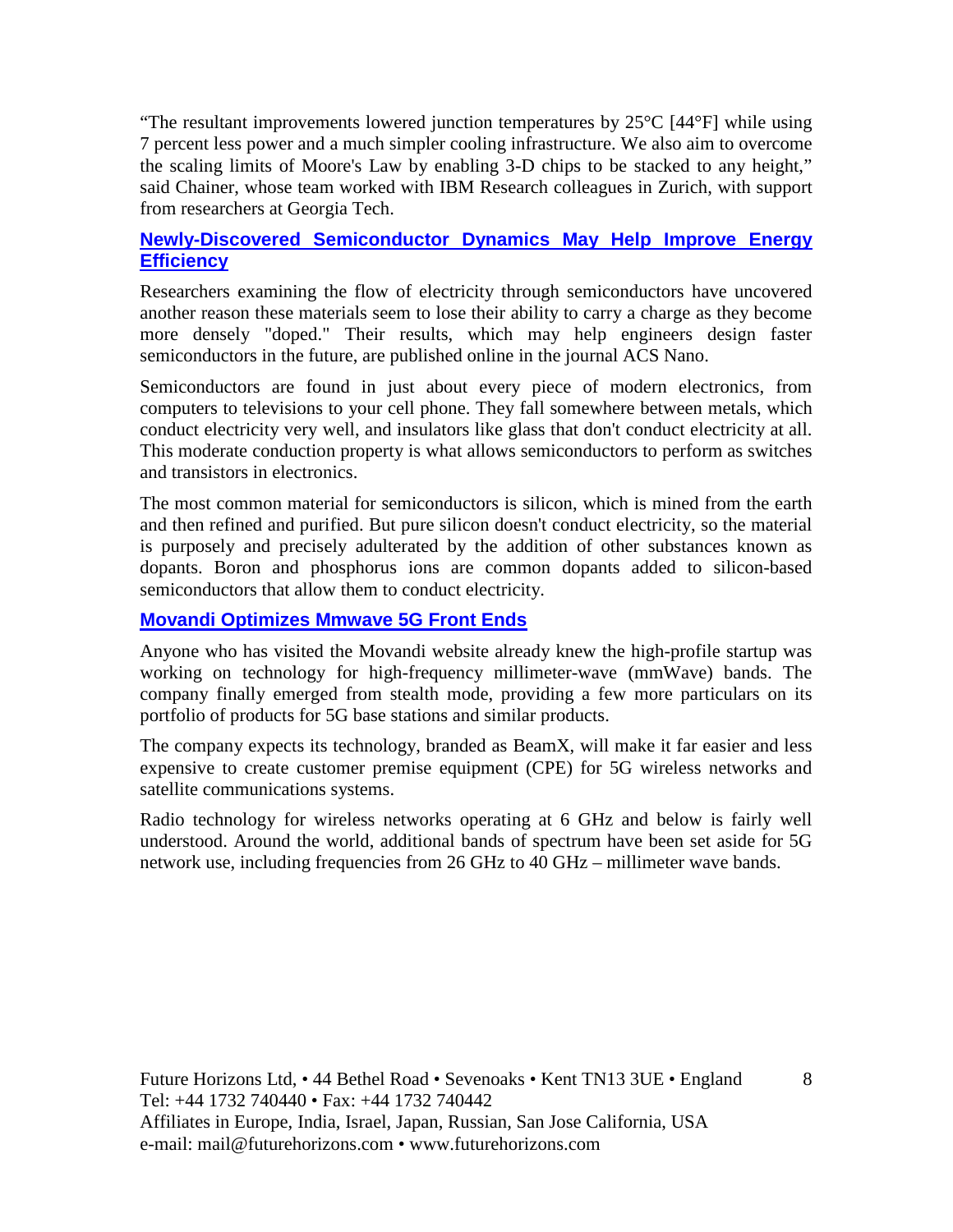"The resultant improvements lowered junction temperatures by 25°C [44°F] while using 7 percent less power and a much simpler cooling infrastructure. We also aim to overcome the scaling limits of Moore's Law by enabling 3-D chips to be stacked to any height," said Chainer, whose team worked with IBM Research colleagues in Zurich, with support from researchers at Georgia Tech.

### Newly-Discovered Semiconductor Dynamics May Help Improve Energy Efficiency

Researchers examining the flow of electricity through semiconductors have uncovered another reason these materials seem to lose their ability to carry a charge as they become more densely "doped." Their results, which may help engineers design faster semiconductors in the future, are published online in the journal ACS Nano.

Semiconductors are found in just about every piece of modern electronics, from computers to televisions to your cell phone. They fall somewhere between metals, which conduct electricity very well, and insulators like glass that don't conduct electricity at all. This moderate conduction property is what allows semiconductors to perform as switches and transistors in electronics.

The most common material for semiconductors is silicon, which is mined from the earth and then refined and purified. But pure silicon doesn't conduct electricity, so the material is purposely and precisely adulterated by the addition of other substances known as dopants. Boron and phosphorus ions are common dopants added to silicon-based semiconductors that allow them to conduct electricity.

### Movandi Optimizes Mmwave 5G Front Ends

Anyone who has visited the Movandi website already knew the high-profile startup was working on technology for high-frequency millimeter-wave (mmWave) bands. The company finally emerged from stealth mode, providing a few more particulars on its portfolio of products for 5G base stations and similar products.

The company expects its technology, branded as BeamX, will make it far easier and less expensive to create customer premise equipment (CPE) for 5G wireless networks and satellite communications systems.

Radio technology for wireless networks operating at 6 GHz and below is fairly well understood. Around the world, additional bands of spectrum have been set aside for 5G network use, including frequencies from 26 GHz to 40 GHz – millimeter wave bands.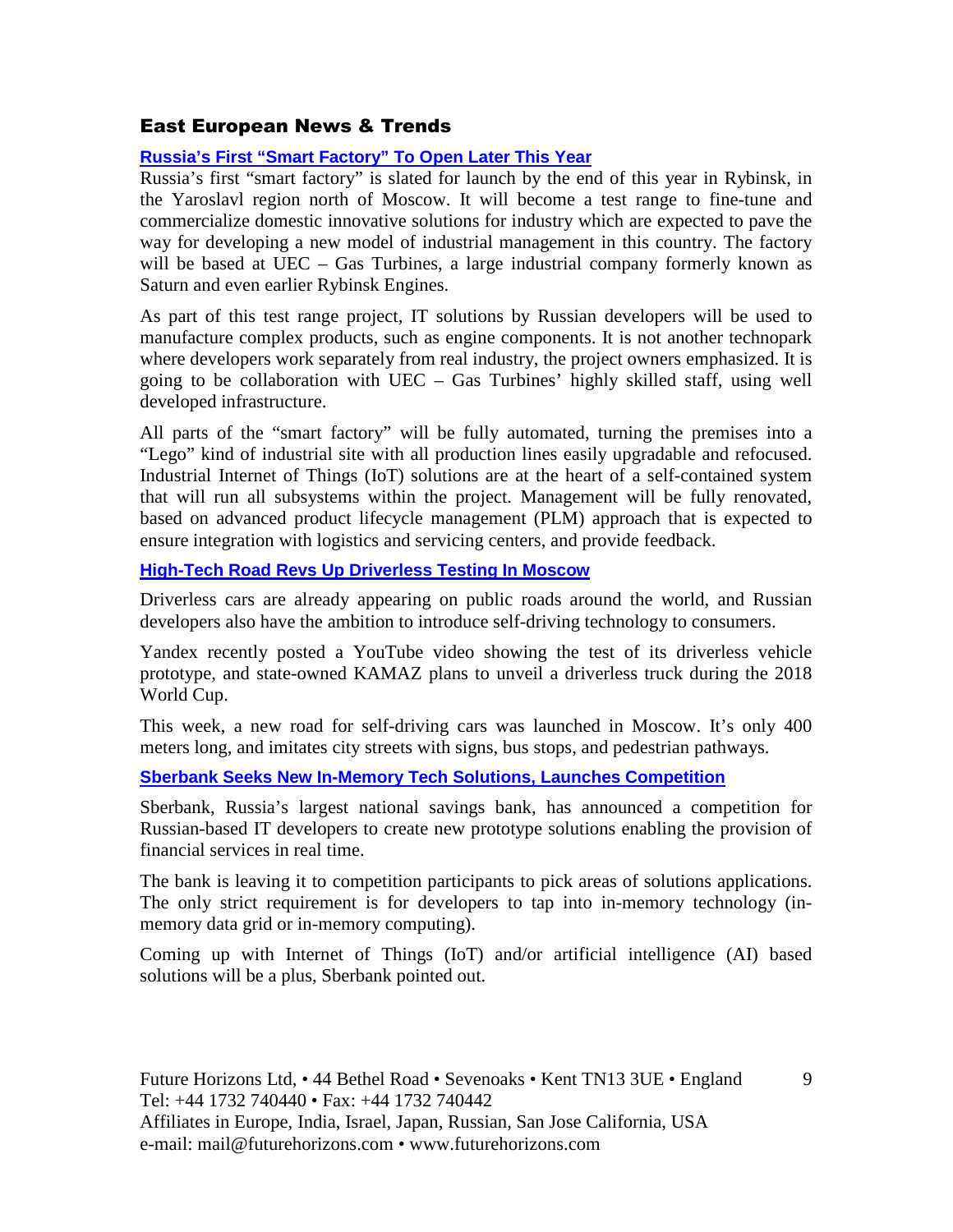## East European News & Trends

### Russia's First "Smart Factory" To Open Later This Year

Russia's first "smart factory" is slated for launch by the end of this year in Rybinsk, in the Yaroslavl region north of Moscow. It will become a test range to fine-tune and commercialize domestic innovative solutions for industry which are expected to pave the way for developing a new model of industrial management in this country. The factory will be based at UEC – Gas Turbines, a large industrial company formerly known as Saturn and even earlier Rybinsk Engines.

As part of this test range project, IT solutions by Russian developers will be used to manufacture complex products, such as engine components. It is not another technopark where developers work separately from real industry, the project owners emphasized. It is going to be collaboration with UEC – Gas Turbines' highly skilled staff, using well developed infrastructure.

All parts of the "smart factory" will be fully automated, turning the premises into a "Lego" kind of industrial site with all production lines easily upgradable and refocused. Industrial Internet of Things (IoT) solutions are at the heart of a self-contained system that will run all subsystems within the project. Management will be fully renovated, based on advanced product lifecycle management (PLM) approach that is expected to ensure integration with logistics and servicing centers, and provide feedback.

### High-Tech Road Revs Up Driverless Testing In Moscow

Driverless cars are already appearing on public roads around the world, and Russian developers also have the ambition to introduce self-driving technology to consumers.

Yandex recently posted a YouTube video showing the test of its driverless vehicle prototype, and state-owned KAMAZ plans to unveil a driverless truck during the 2018 World Cup.

This week, a new road for self-driving cars was launched in Moscow. It's only 400 meters long, and imitates city streets with signs, bus stops, and pedestrian pathways.

### Sberbank Seeks New In-Memory Tech Solutions, Launches Competition

Sberbank, Russia's largest national savings bank, has announced a competition for Russian-based IT developers to create new prototype solutions enabling the provision of financial services in real time.

The bank is leaving it to competition participants to pick areas of solutions applications. The only strict requirement is for developers to tap into in-memory technology (in-memory data grid or in-memory computing).

Coming up with Internet of Things (IoT) and/or artificial intelligence (AI) based solutions will be a plus, Sberbank pointed out.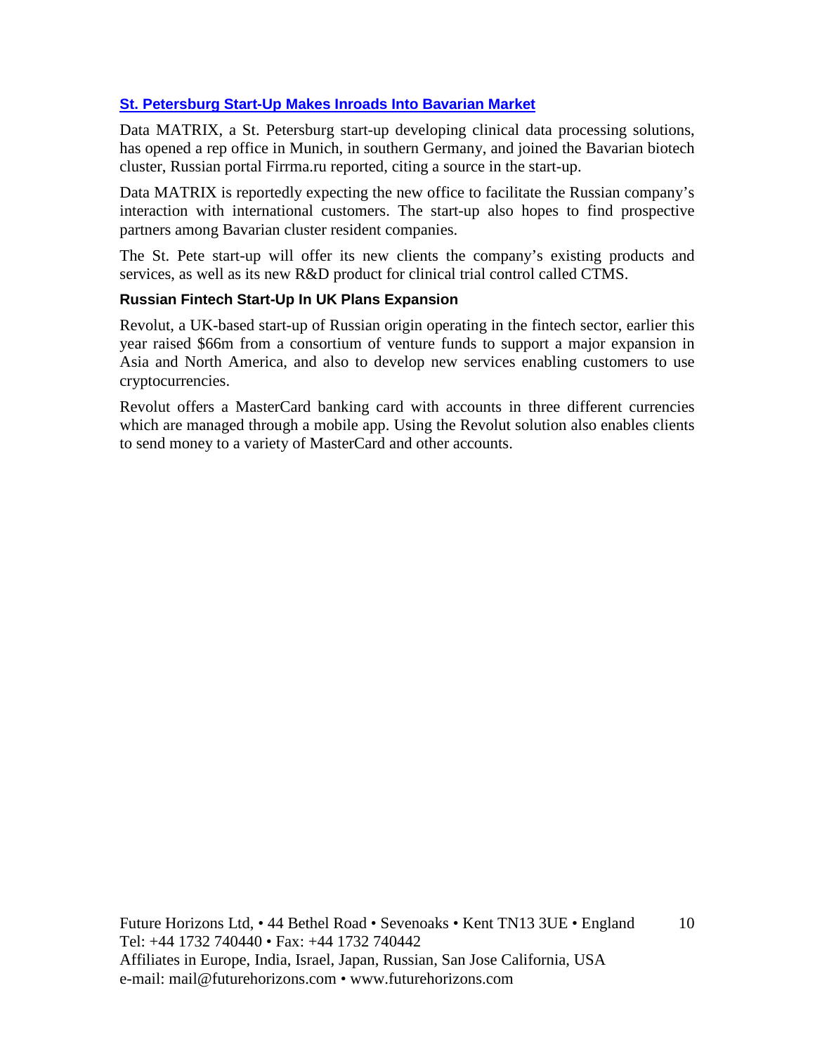### St. Petersburg Start-Up Makes Inroads Into Bavarian Market

Data MATRIX, a St. Petersburg start-up developing clinical data processing solutions, has opened a rep office in Munich, in southern Germany, and joined the Bavarian biotech cluster, Russian portal Firrma.ru reported, citing a source in the start-up.

Data MATRIX is reportedly expecting the new office to facilitate the Russian company's interaction with international customers. The start-up also hopes to find prospective partners among Bavarian cluster resident companies.

The St. Pete start-up will offer its new clients the company's existing products and services, as well as its new R&D product for clinical trial control called CTMS.

### Russian Fintech Start-Up In UK Plans Expansion

Revolut, a UK-based start-up of Russian origin operating in the fintech sector, earlier this year raised $66m from a consortium of venture funds to support a major expansion in Asia and North America, and also to develop new services enabling customers to use cryptocurrencies.

Revolut offers a MasterCard banking card with accounts in three different currencies which are managed through a mobile app. Using the Revolut solution also enables clients to send money to a variety of MasterCard and other accounts.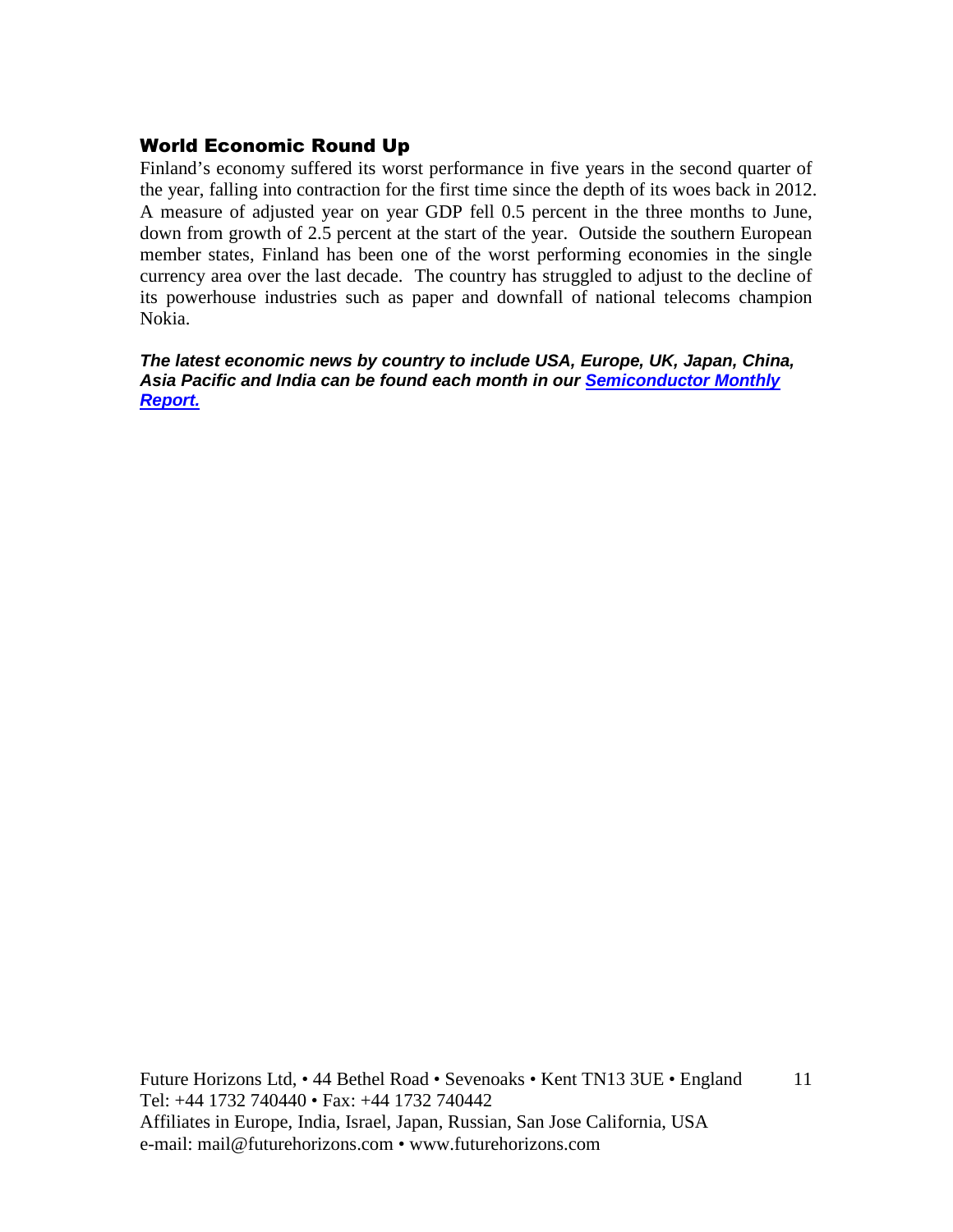## World Economic Round Up

Finland's economy suffered its worst performance in five years in the second quarter of the year, falling into contraction for the first time since the depth of its woes back in 2012. A measure of adjusted year on year GDP fell 0.5 percent in the three months to June, down from growth of 2.5 percent at the start of the year. Outside the southern European member states, Finland has been one of the worst performing economies in the single currency area over the last decade. The country has struggled to adjust to the decline of its powerhouse industries such as paper and downfall of national telecoms champion Nokia.

***The latest economic news by country to include USA, Europe, UK, Japan, China, Asia Pacific and India can be found each month in our Semiconductor Monthly Report.***

Future Horizons Ltd, • 44 Bethel Road • Sevenoaks • Kent TN13 3UE • England
Tel: +44 1732 740440 • Fax: +44 1732 740442
Affiliates in Europe, India, Israel, Japan, Russian, San Jose California, USA
e-mail: mail@futurehorizons.com • www.futurehorizons.com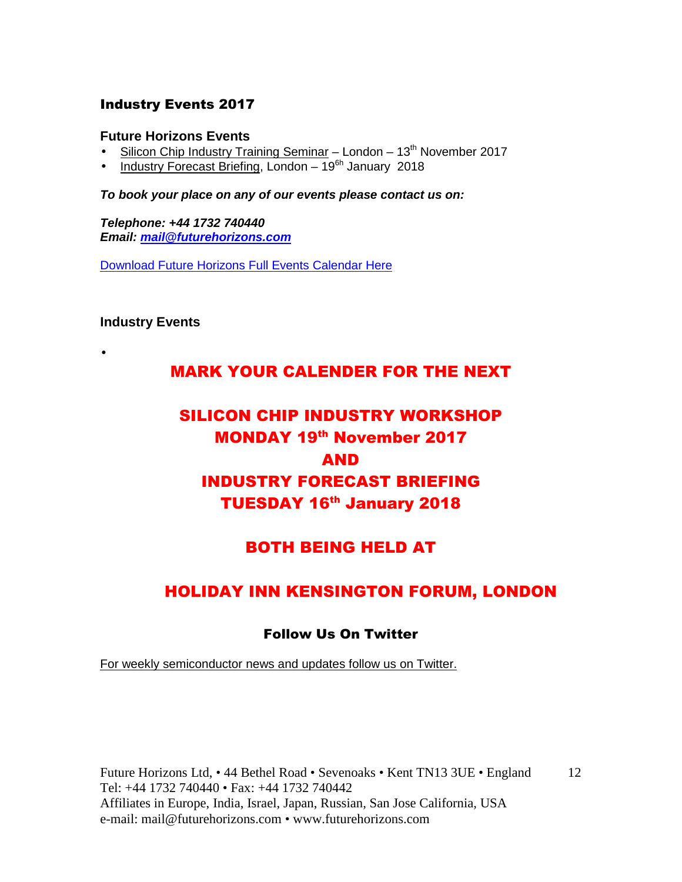## Industry Events 2017

### Future Horizons Events

- Silicon Chip Industry Training Seminar – London – 13th November 2017
- Industry Forecast Briefing, London – 19^6h January 2018

***To book your place on any of our events please contact us on:***

***Telephone: +44 1732 740440***
***Email: mail@futurehorizons.com***

Download Future Horizons Full Events Calendar Here

### Industry Events

-

**MARK YOUR CALENDER FOR THE NEXT**

**SILICON CHIP INDUSTRY WORKSHOP**
**MONDAY 19th November 2017**
**AND**
**INDUSTRY FORECAST BRIEFING**
**TUESDAY 16th January 2018**

**BOTH BEING HELD AT**

**HOLIDAY INN KENSINGTON FORUM, LONDON**

**Follow Us On Twitter**

For weekly semiconductor news and updates follow us on Twitter.

Future Horizons Ltd, • 44 Bethel Road • Sevenoaks • Kent TN13 3UE • England
Tel: +44 1732 740440 • Fax: +44 1732 740442
Affiliates in Europe, India, Israel, Japan, Russian, San Jose California, USA
e-mail: mail@futurehorizons.com • www.futurehorizons.com